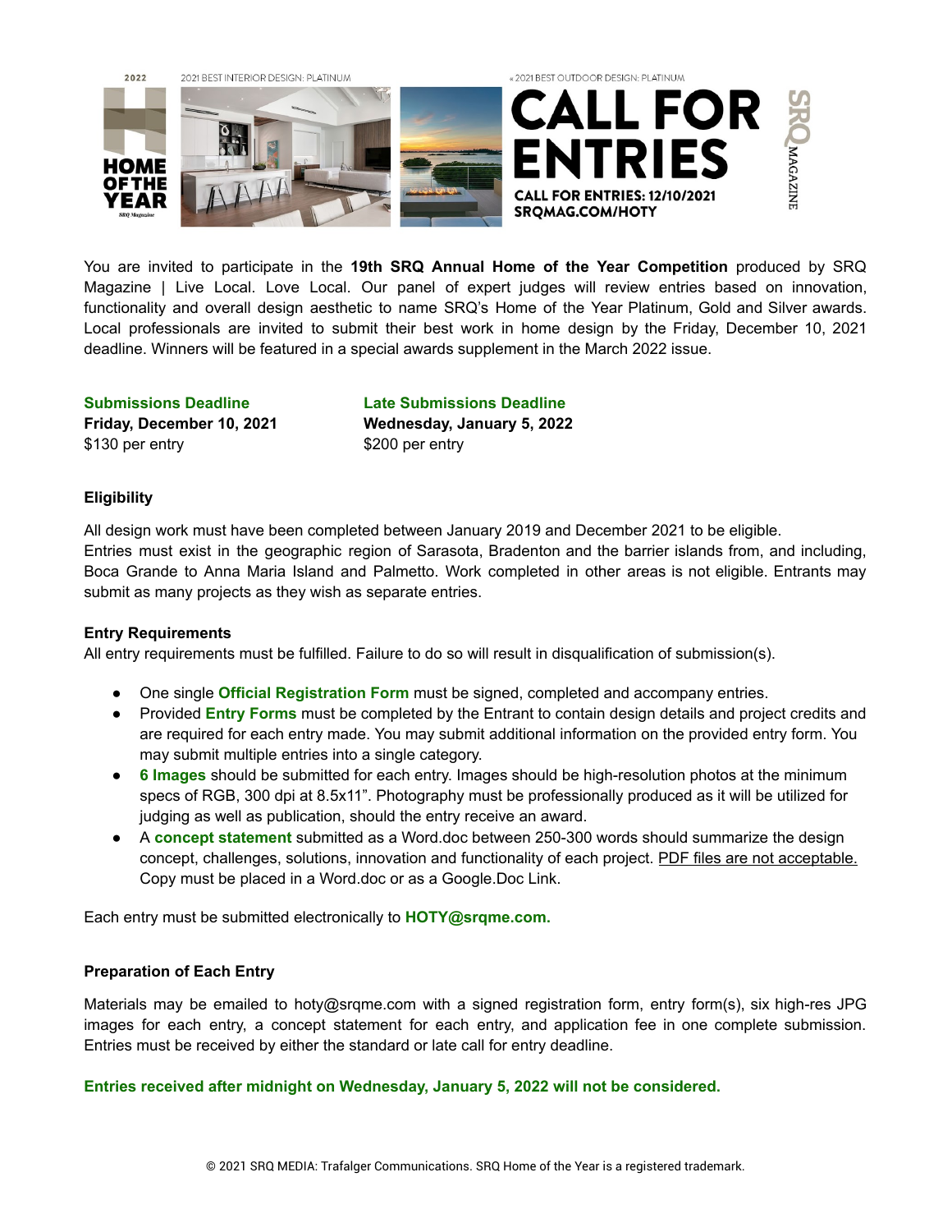2022 HOME OF THE YEAR

2021 BEST INTERIOR DESIGN: PLATINUM

« 2021 BEST OUTDOOR DESIGN: PLATINUM

# CALL FOR ENTRIES

**CALL FOR ENTRIES: 12/10/2021**
**SRQMAG.COM/HOTY**

SRQ MAGAZINE

You are invited to participate in the **19th SRQ Annual Home of the Year Competition** produced by SRQ Magazine | Live Local. Love Local. Our panel of expert judges will review entries based on innovation, functionality and overall design aesthetic to name SRQ's Home of the Year Platinum, Gold and Silver awards. Local professionals are invited to submit their best work in home design by the Friday, December 10, 2021 deadline. Winners will be featured in a special awards supplement in the March 2022 issue.

**Submissions Deadline**
**Friday, December 10, 2021**
$130 per entry

**Late Submissions Deadline**
**Wednesday, January 5, 2022**
$200 per entry

### Eligibility

All design work must have been completed between January 2019 and December 2021 to be eligible.
Entries must exist in the geographic region of Sarasota, Bradenton and the barrier islands from, and including, Boca Grande to Anna Maria Island and Palmetto. Work completed in other areas is not eligible. Entrants may submit as many projects as they wish as separate entries.

### Entry Requirements

All entry requirements must be fulfilled. Failure to do so will result in disqualification of submission(s).

- One single **Official Registration Form** must be signed, completed and accompany entries.
- Provided **Entry Forms** must be completed by the Entrant to contain design details and project credits and are required for each entry made. You may submit additional information on the provided entry form. You may submit multiple entries into a single category.
- **6 Images** should be submitted for each entry. Images should be high-resolution photos at the minimum specs of RGB, 300 dpi at 8.5x11". Photography must be professionally produced as it will be utilized for judging as well as publication, should the entry receive an award.
- A **concept statement** submitted as a Word.doc between 250-300 words should summarize the design concept, challenges, solutions, innovation and functionality of each project. PDF files are not acceptable. Copy must be placed in a Word.doc or as a Google.Doc Link.

Each entry must be submitted electronically to **HOTY@srqme.com.**

### Preparation of Each Entry

Materials may be emailed to hoty@srqme.com with a signed registration form, entry form(s), six high-res JPG images for each entry, a concept statement for each entry, and application fee in one complete submission. Entries must be received by either the standard or late call for entry deadline.

**Entries received after midnight on Wednesday, January 5, 2022 will not be considered.**

© 2021 SRQ MEDIA: Trafalger Communications. SRQ Home of the Year is a registered trademark.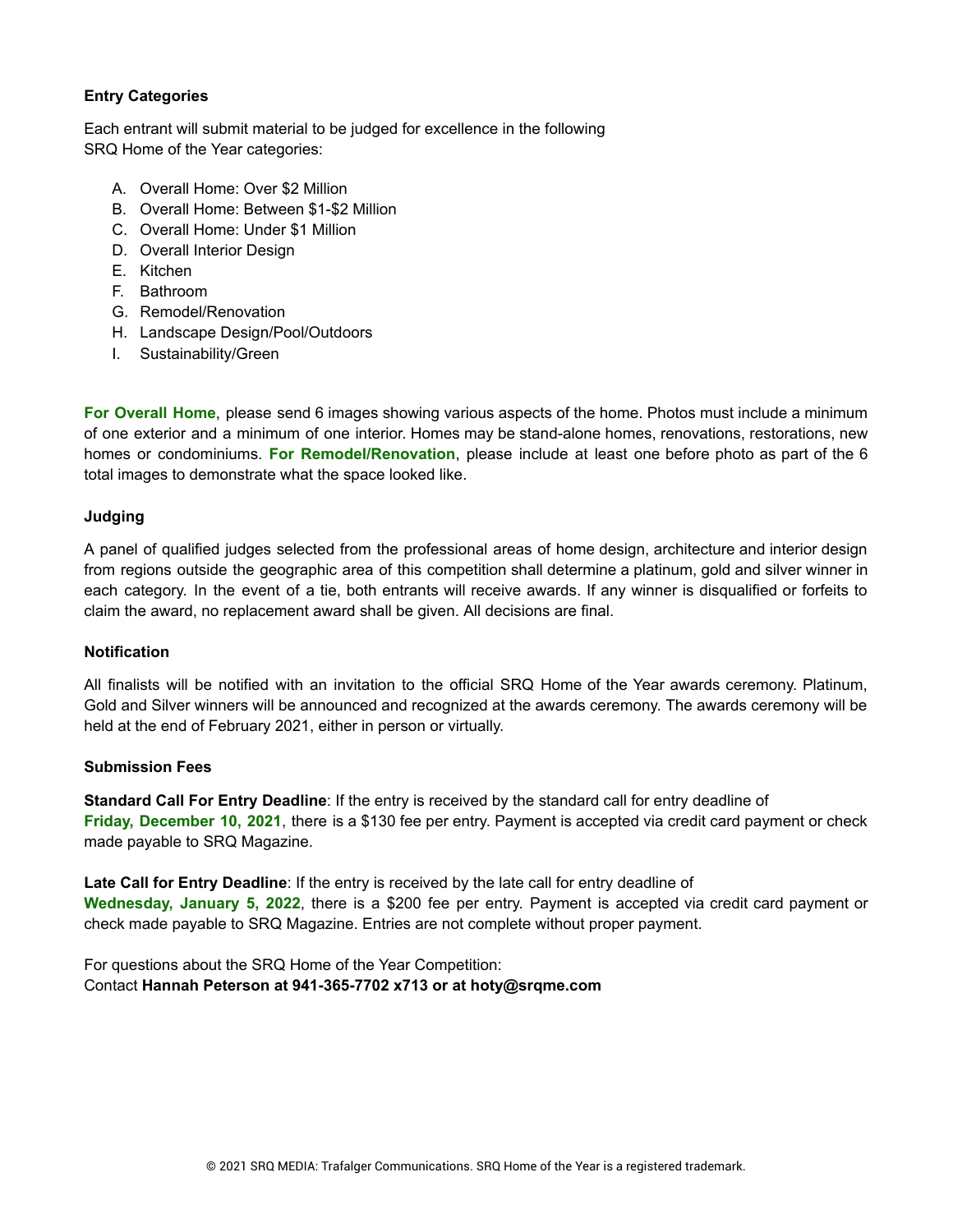**Entry Categories**

Each entrant will submit material to be judged for excellence in the following SRQ Home of the Year categories:

A. Overall Home: Over $2 Million
B. Overall Home: Between $1-$2 Million
C. Overall Home: Under $1 Million
D. Overall Interior Design
E. Kitchen
F. Bathroom
G. Remodel/Renovation
H. Landscape Design/Pool/Outdoors
I. Sustainability/Green

**For Overall Home**, please send 6 images showing various aspects of the home. Photos must include a minimum of one exterior and a minimum of one interior. Homes may be stand-alone homes, renovations, restorations, new homes or condominiums. **For Remodel/Renovation**, please include at least one before photo as part of the 6 total images to demonstrate what the space looked like.

**Judging**

A panel of qualified judges selected from the professional areas of home design, architecture and interior design from regions outside the geographic area of this competition shall determine a platinum, gold and silver winner in each category. In the event of a tie, both entrants will receive awards. If any winner is disqualified or forfeits to claim the award, no replacement award shall be given. All decisions are final.

**Notification**

All finalists will be notified with an invitation to the official SRQ Home of the Year awards ceremony. Platinum, Gold and Silver winners will be announced and recognized at the awards ceremony. The awards ceremony will be held at the end of February 2021, either in person or virtually.

**Submission Fees**

**Standard Call For Entry Deadline**: If the entry is received by the standard call for entry deadline of **Friday, December 10, 2021**, there is a $130 fee per entry. Payment is accepted via credit card payment or check made payable to SRQ Magazine.

**Late Call for Entry Deadline**: If the entry is received by the late call for entry deadline of **Wednesday, January 5, 2022**, there is a $200 fee per entry. Payment is accepted via credit card payment or check made payable to SRQ Magazine. Entries are not complete without proper payment.

For questions about the SRQ Home of the Year Competition:
Contact **Hannah Peterson at 941-365-7702 x713 or at hoty@srqme.com**

© 2021 SRQ MEDIA: Trafalger Communications. SRQ Home of the Year is a registered trademark.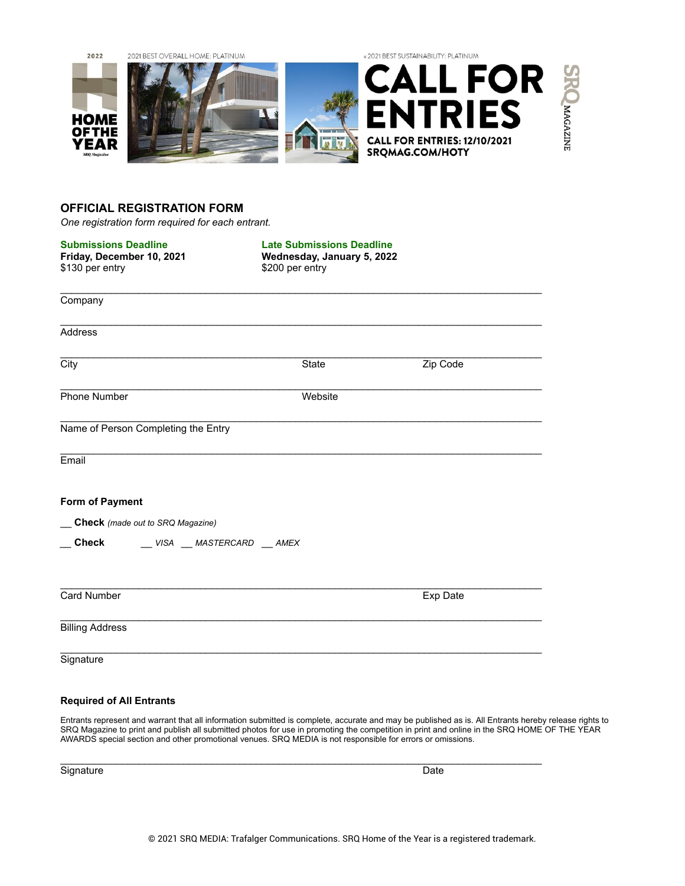2022

**HOME OF THE YEAR**

SRQ Magazine

2021 BEST OVERALL HOME: PLATINUM

« 2021 BEST SUSTAINABILITY: PLATINUM

# CALL FOR ENTRIES

**CALL FOR ENTRIES: 12/10/2021**
**SRQMAG.COM/HOTY**

SRQ MAGAZINE

## OFFICIAL REGISTRATION FORM

*One registration form required for each entrant.*

**Submissions Deadline**
**Friday, December 10, 2021**
$130 per entry

**Late Submissions Deadline**
**Wednesday, January 5, 2022**
$200 per entry

______________________________________________________________________
Company

______________________________________________________________________
Address

______________________________________________________________________
City State Zip Code

______________________________________________________________________
Phone Number Website

______________________________________________________________________
Name of Person Completing the Entry

______________________________________________________________________
Email

**Form of Payment**

__ **Check** *(made out to SRQ Magazine)*

__ **Check** __ *VISA* __ *MASTERCARD* __ *AMEX*

______________________________________________________________________
Card Number Exp Date

______________________________________________________________________
Billing Address

______________________________________________________________________
Signature

**Required of All Entrants**

Entrants represent and warrant that all information submitted is complete, accurate and may be published as is. All Entrants hereby release rights to SRQ Magazine to print and publish all submitted photos for use in promoting the competition in print and online in the SRQ HOME OF THE YEAR AWARDS special section and other promotional venues. SRQ MEDIA is not responsible for errors or omissions.

______________________________________________________________________
Signature Date

© 2021 SRQ MEDIA: Trafalger Communications. SRQ Home of the Year is a registered trademark.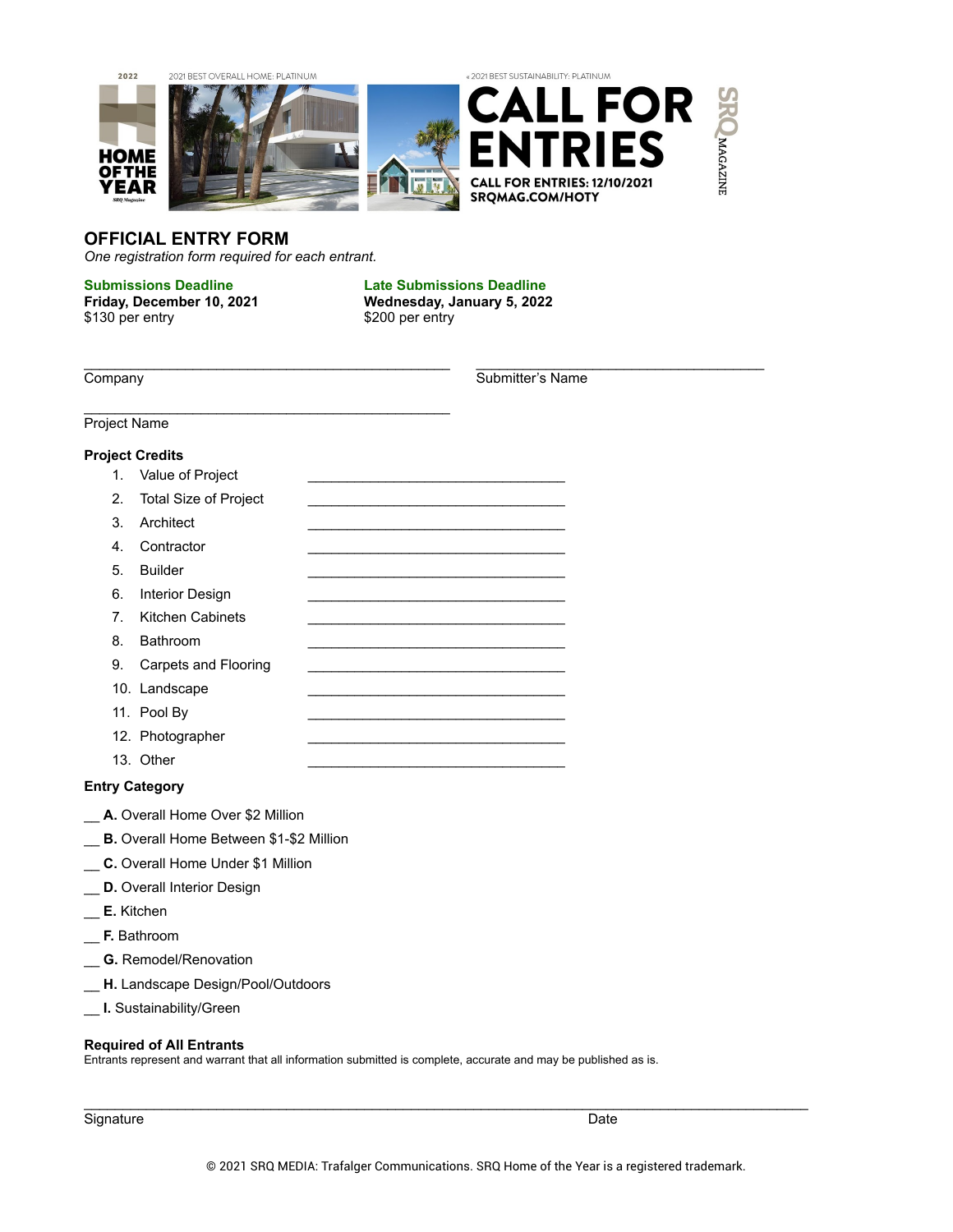2022 HOME OF THE YEAR SRQ Magazine

2021 BEST OVERALL HOME: PLATINUM

« 2021 BEST SUSTAINABILITY: PLATINUM

# CALL FOR ENTRIES

CALL FOR ENTRIES: 12/10/2021
SRQMAG.COM/HOTY

SRQ MAGAZINE

## OFFICIAL ENTRY FORM

*One registration form required for each entrant.*

**Submissions Deadline**
**Friday, December 10, 2021**
$130 per entry

**Late Submissions Deadline**
**Wednesday, January 5, 2022**
$200 per entry

______________________________________________
Company

______________________________________
Submitter's Name

______________________________________________
Project Name

**Project Credits**

1. Value of Project ________________________________
2. Total Size of Project ________________________________
3. Architect ________________________________
4. Contractor ________________________________
5. Builder ________________________________
6. Interior Design ________________________________
7. Kitchen Cabinets ________________________________
8. Bathroom ________________________________
9. Carpets and Flooring ________________________________
10. Landscape ________________________________
11. Pool By ________________________________
12. Photographer ________________________________
13. Other ________________________________

**Entry Category**

__ **A.** Overall Home Over $2 Million

__ **B.** Overall Home Between $1-$2 Million

__ **C.** Overall Home Under $1 Million

__ **D.** Overall Interior Design

__ **E.** Kitchen

__ **F.** Bathroom

__ **G.** Remodel/Renovation

__ **H.** Landscape Design/Pool/Outdoors

__ **I.** Sustainability/Green

**Required of All Entrants**
Entrants represent and warrant that all information submitted is complete, accurate and may be published as is.

____________________________________________________________________________________________
Signature                                                                                                                                    Date

© 2021 SRQ MEDIA: Trafalger Communications. SRQ Home of the Year is a registered trademark.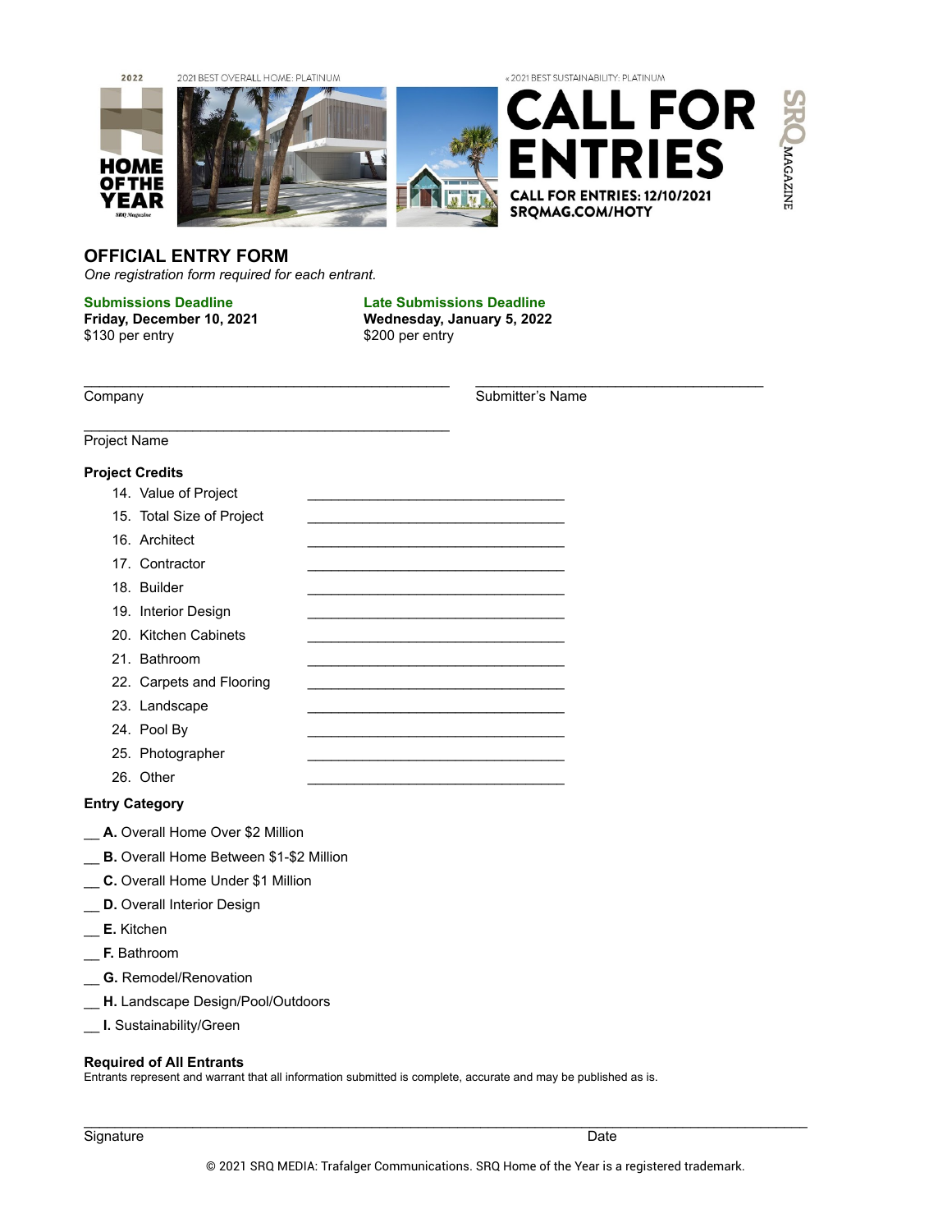2022 HOME OF THE YEAR SRQ Magazine

2021 BEST OVERALL HOME: PLATINUM

« 2021 BEST SUSTAINABILITY: PLATINUM

# CALL FOR ENTRIES

**CALL FOR ENTRIES: 12/10/2021**
**SRQMAG.COM/HOTY**

SRQ MAGAZINE

## OFFICIAL ENTRY FORM

*One registration form required for each entrant.*

**Submissions Deadline**
**Friday, December 10, 2021**
$130 per entry

**Late Submissions Deadline**
**Wednesday, January 5, 2022**
$200 per entry

______________________________________________
Company

____________________________________
Submitter's Name

______________________________________________
Project Name

**Project Credits**

14. Value of Project ________________________________
15. Total Size of Project ________________________________
16. Architect ________________________________
17. Contractor ________________________________
18. Builder ________________________________
19. Interior Design ________________________________
20. Kitchen Cabinets ________________________________
21. Bathroom ________________________________
22. Carpets and Flooring ________________________________
23. Landscape ________________________________
24. Pool By ________________________________
25. Photographer ________________________________
26. Other ________________________________

**Entry Category**

__ **A.** Overall Home Over $2 Million

__ **B.** Overall Home Between $1-$2 Million

__ **C.** Overall Home Under $1 Million

__ **D.** Overall Interior Design

__ **E.** Kitchen

__ **F.** Bathroom

__ **G.** Remodel/Renovation

__ **H.** Landscape Design/Pool/Outdoors

__ **I.** Sustainability/Green

**Required of All Entrants**
Entrants represent and warrant that all information submitted is complete, accurate and may be published as is.

______________________________________________________________________________________
Signature Date

© 2021 SRQ MEDIA: Trafalger Communications. SRQ Home of the Year is a registered trademark.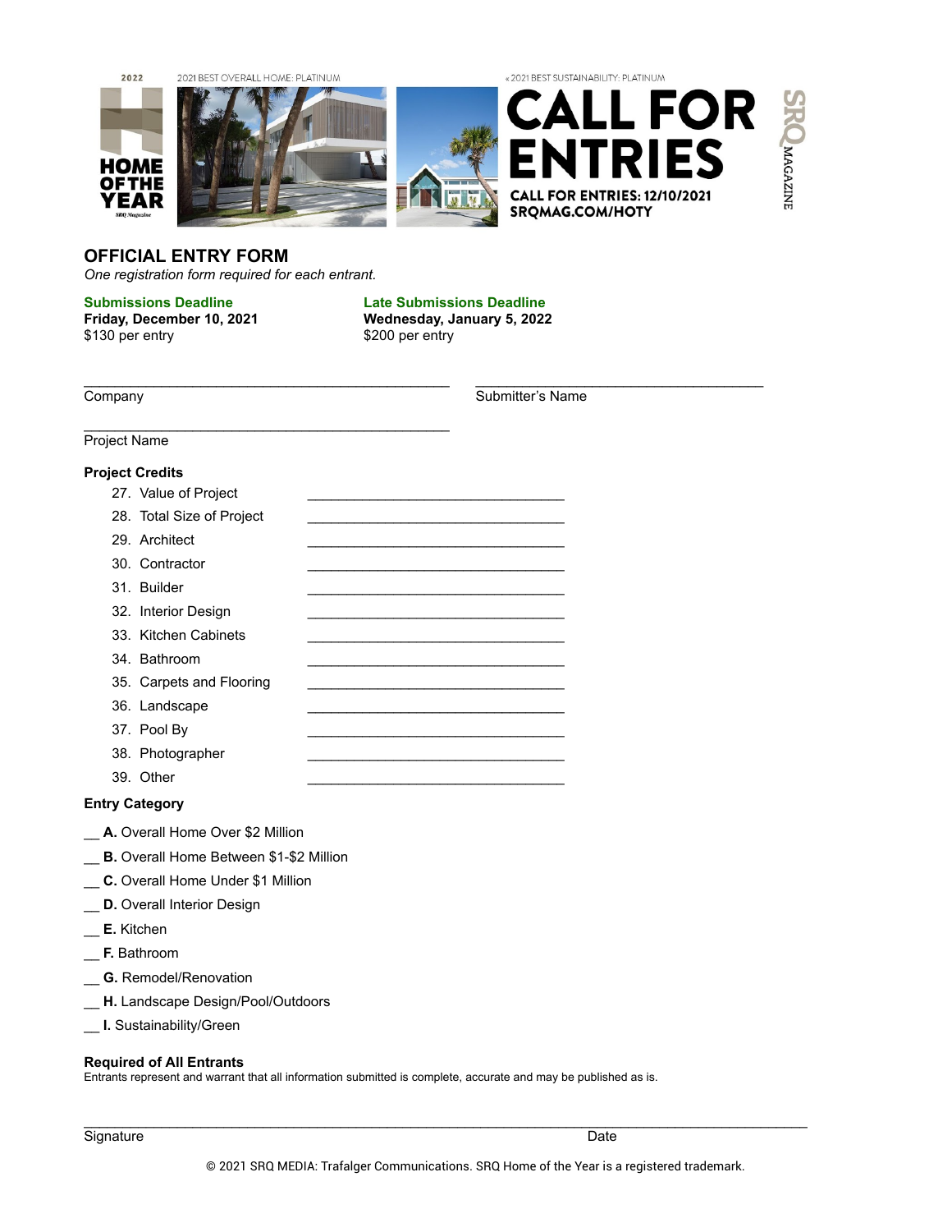2022

2021 BEST OVERALL HOME: PLATINUM

HOME OF THE YEAR

SRQ Magazine

« 2021 BEST SUSTAINABILITY: PLATINUM

# CALL FOR ENTRIES

CALL FOR ENTRIES: 12/10/2021
SRQMAG.COM/HOTY

SRQ MAGAZINE

## OFFICIAL ENTRY FORM

*One registration form required for each entrant.*

**Submissions Deadline**
**Friday, December 10, 2021**
$130 per entry

**Late Submissions Deadline**
**Wednesday, January 5, 2022**
$200 per entry

Company ______________________________

Submitter's Name ______________________________

Project Name ______________________________

**Project Credits**

27. Value of Project ______________________________
28. Total Size of Project ______________________________
29. Architect ______________________________
30. Contractor ______________________________
31. Builder ______________________________
32. Interior Design ______________________________
33. Kitchen Cabinets ______________________________
34. Bathroom ______________________________
35. Carpets and Flooring ______________________________
36. Landscape ______________________________
37. Pool By ______________________________
38. Photographer ______________________________
39. Other ______________________________

**Entry Category**

__ **A.** Overall Home Over $2 Million

__ **B.** Overall Home Between $1-$2 Million

__ **C.** Overall Home Under $1 Million

__ **D.** Overall Interior Design

__ **E.** Kitchen

__ **F.** Bathroom

__ **G.** Remodel/Renovation

__ **H.** Landscape Design/Pool/Outdoors

__ **I.** Sustainability/Green

**Required of All Entrants**
Entrants represent and warrant that all information submitted is complete, accurate and may be published as is.

Signature ______________________________ Date ______________

© 2021 SRQ MEDIA: Trafalger Communications. SRQ Home of the Year is a registered trademark.